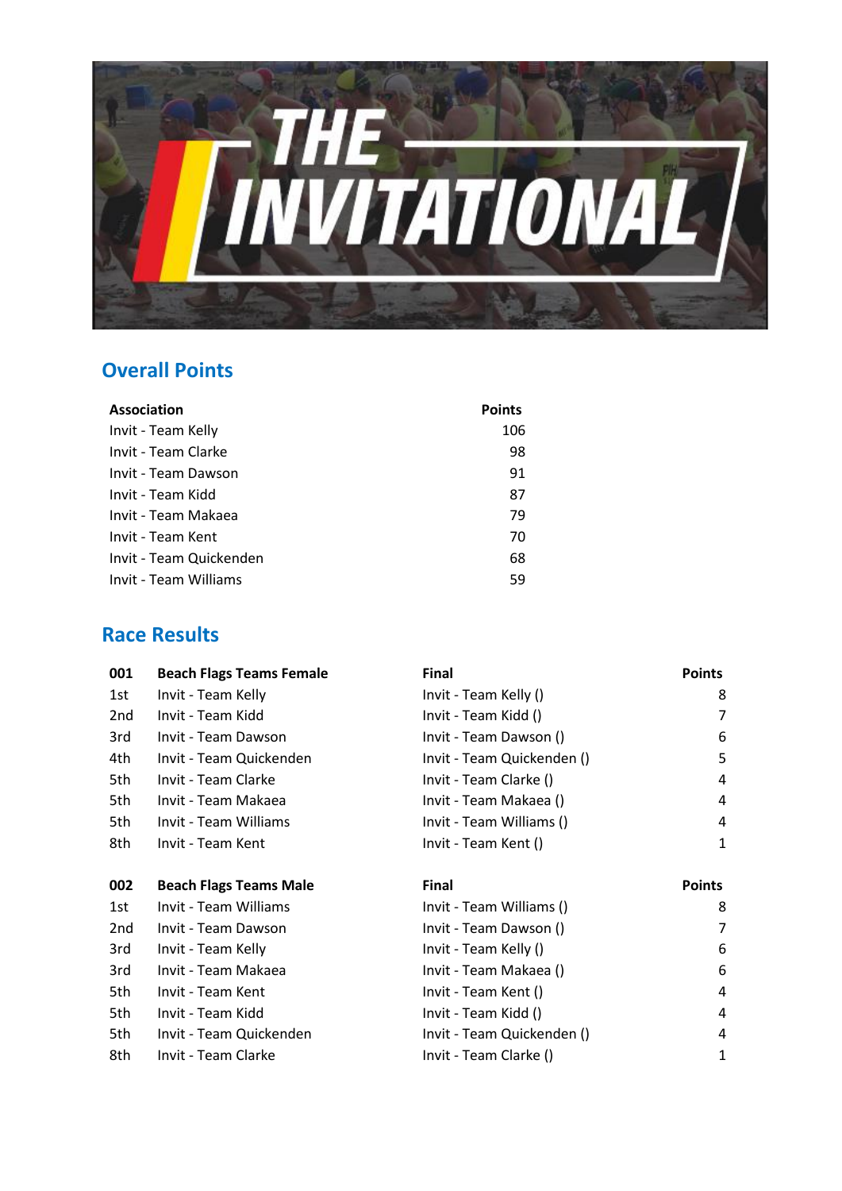# THE INVITATIONAL

## Overall Points

| Association | Points |
|---|---|
| Invit - Team Kelly | 106 |
| Invit - Team Clarke | 98 |
| Invit - Team Dawson | 91 |
| Invit - Team Kidd | 87 |
| Invit - Team Makaea | 79 |
| Invit - Team Kent | 70 |
| Invit - Team Quickenden | 68 |
| Invit - Team Williams | 59 |

## Race Results

| 001 | Beach Flags Teams Female | Final | Points |
|---|---|---|---|
| 1st | Invit - Team Kelly | Invit - Team Kelly () | 8 |
| 2nd | Invit - Team Kidd | Invit - Team Kidd () | 7 |
| 3rd | Invit - Team Dawson | Invit - Team Dawson () | 6 |
| 4th | Invit - Team Quickenden | Invit - Team Quickenden () | 5 |
| 5th | Invit - Team Clarke | Invit - Team Clarke () | 4 |
| 5th | Invit - Team Makaea | Invit - Team Makaea () | 4 |
| 5th | Invit - Team Williams | Invit - Team Williams () | 4 |
| 8th | Invit - Team Kent | Invit - Team Kent () | 1 |

| 002 | Beach Flags Teams Male | Final | Points |
|---|---|---|---|
| 1st | Invit - Team Williams | Invit - Team Williams () | 8 |
| 2nd | Invit - Team Dawson | Invit - Team Dawson () | 7 |
| 3rd | Invit - Team Kelly | Invit - Team Kelly () | 6 |
| 3rd | Invit - Team Makaea | Invit - Team Makaea () | 6 |
| 5th | Invit - Team Kent | Invit - Team Kent () | 4 |
| 5th | Invit - Team Kidd | Invit - Team Kidd () | 4 |
| 5th | Invit - Team Quickenden | Invit - Team Quickenden () | 4 |
| 8th | Invit - Team Clarke | Invit - Team Clarke () | 1 |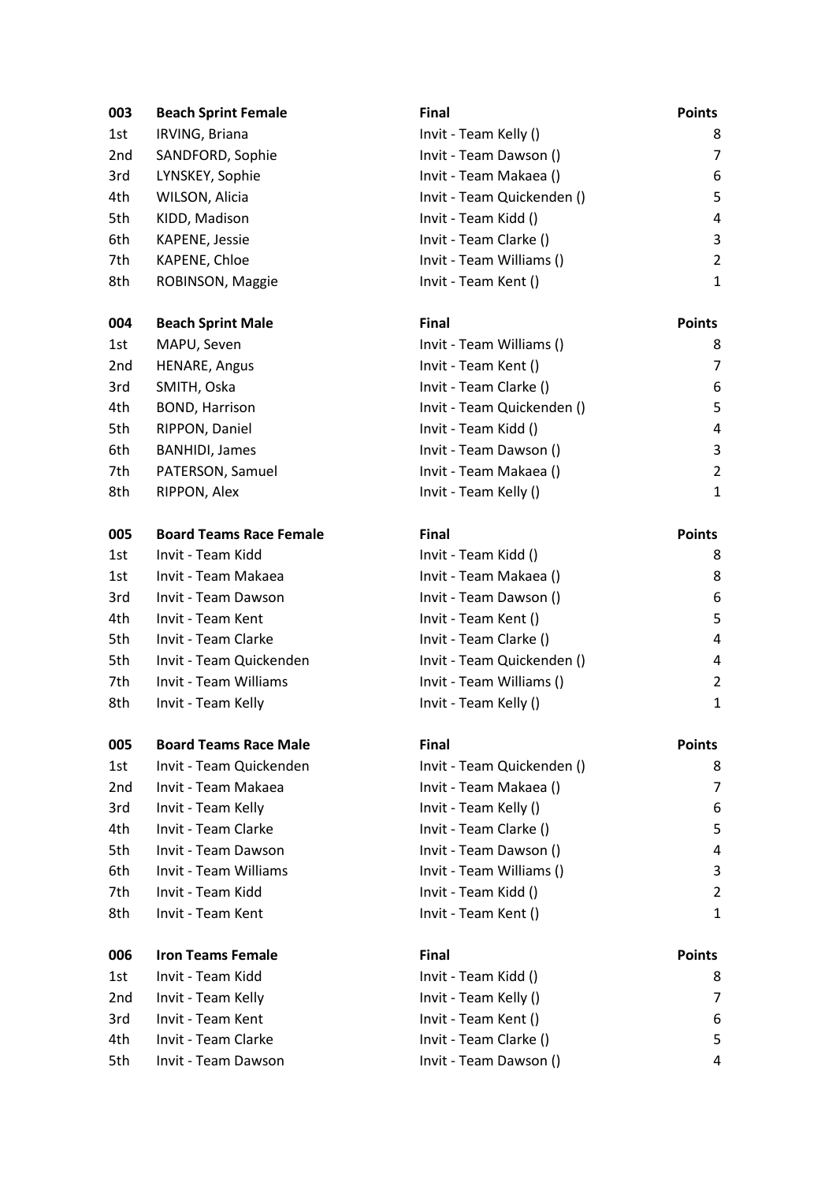| 003 | Beach Sprint Female | Final | Points |
|---|---|---|---|
| 1st | IRVING, Briana | Invit - Team Kelly () | 8 |
| 2nd | SANDFORD, Sophie | Invit - Team Dawson () | 7 |
| 3rd | LYNSKEY, Sophie | Invit - Team Makaea () | 6 |
| 4th | WILSON, Alicia | Invit - Team Quickenden () | 5 |
| 5th | KIDD, Madison | Invit - Team Kidd () | 4 |
| 6th | KAPENE, Jessie | Invit - Team Clarke () | 3 |
| 7th | KAPENE, Chloe | Invit - Team Williams () | 2 |
| 8th | ROBINSON, Maggie | Invit - Team Kent () | 1 |

| 004 | Beach Sprint Male | Final | Points |
|---|---|---|---|
| 1st | MAPU, Seven | Invit - Team Williams () | 8 |
| 2nd | HENARE, Angus | Invit - Team Kent () | 7 |
| 3rd | SMITH, Oska | Invit - Team Clarke () | 6 |
| 4th | BOND, Harrison | Invit - Team Quickenden () | 5 |
| 5th | RIPPON, Daniel | Invit - Team Kidd () | 4 |
| 6th | BANHIDI, James | Invit - Team Dawson () | 3 |
| 7th | PATERSON, Samuel | Invit - Team Makaea () | 2 |
| 8th | RIPPON, Alex | Invit - Team Kelly () | 1 |

| 005 | Board Teams Race Female | Final | Points |
|---|---|---|---|
| 1st | Invit - Team Kidd | Invit - Team Kidd () | 8 |
| 1st | Invit - Team Makaea | Invit - Team Makaea () | 8 |
| 3rd | Invit - Team Dawson | Invit - Team Dawson () | 6 |
| 4th | Invit - Team Kent | Invit - Team Kent () | 5 |
| 5th | Invit - Team Clarke | Invit - Team Clarke () | 4 |
| 5th | Invit - Team Quickenden | Invit - Team Quickenden () | 4 |
| 7th | Invit - Team Williams | Invit - Team Williams () | 2 |
| 8th | Invit - Team Kelly | Invit - Team Kelly () | 1 |

| 005 | Board Teams Race Male | Final | Points |
|---|---|---|---|
| 1st | Invit - Team Quickenden | Invit - Team Quickenden () | 8 |
| 2nd | Invit - Team Makaea | Invit - Team Makaea () | 7 |
| 3rd | Invit - Team Kelly | Invit - Team Kelly () | 6 |
| 4th | Invit - Team Clarke | Invit - Team Clarke () | 5 |
| 5th | Invit - Team Dawson | Invit - Team Dawson () | 4 |
| 6th | Invit - Team Williams | Invit - Team Williams () | 3 |
| 7th | Invit - Team Kidd | Invit - Team Kidd () | 2 |
| 8th | Invit - Team Kent | Invit - Team Kent () | 1 |

| 006 | Iron Teams Female | Final | Points |
|---|---|---|---|
| 1st | Invit - Team Kidd | Invit - Team Kidd () | 8 |
| 2nd | Invit - Team Kelly | Invit - Team Kelly () | 7 |
| 3rd | Invit - Team Kent | Invit - Team Kent () | 6 |
| 4th | Invit - Team Clarke | Invit - Team Clarke () | 5 |
| 5th | Invit - Team Dawson | Invit - Team Dawson () | 4 |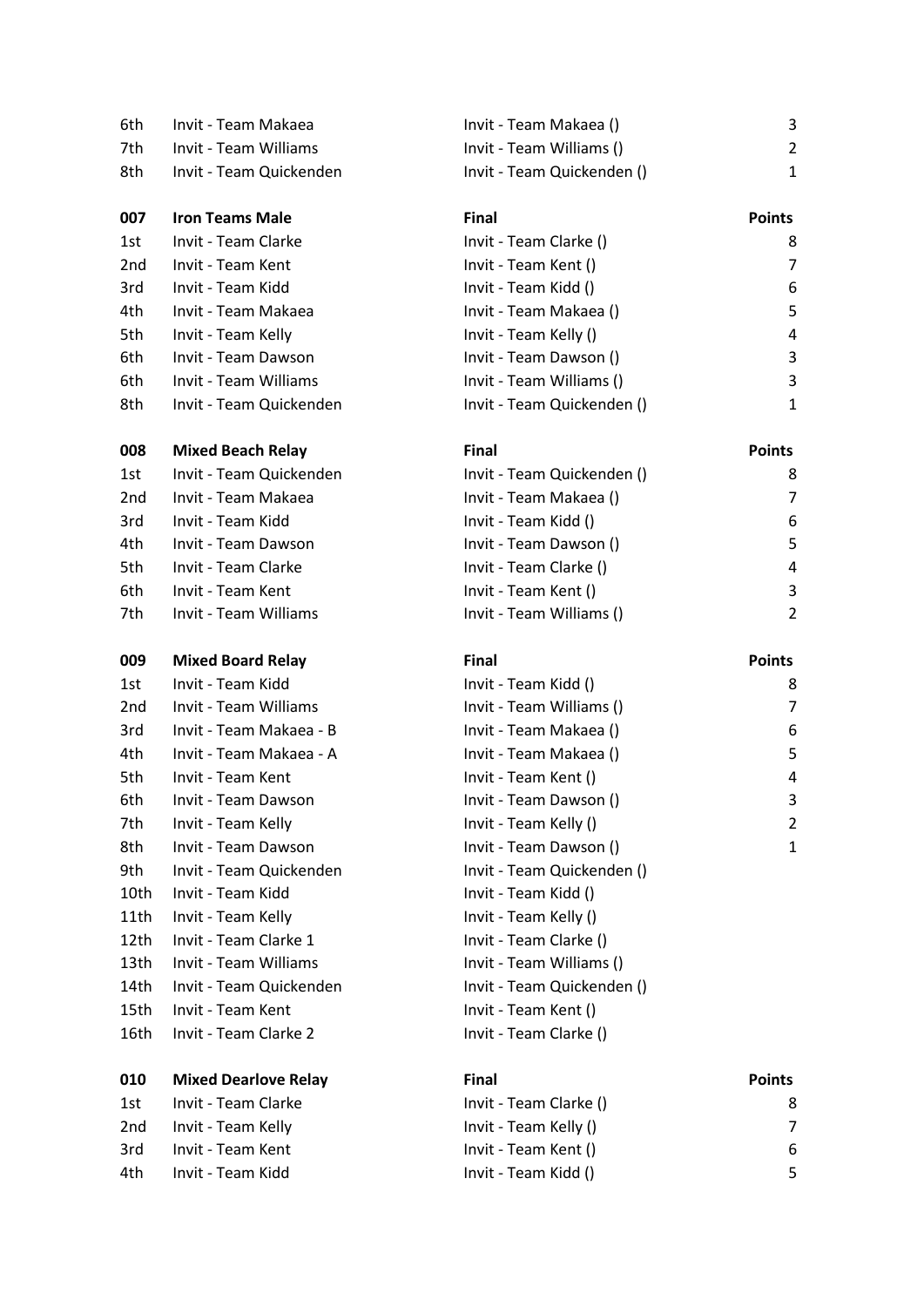| | | | |
|---|---|---|---|
| 6th | Invit - Team Makaea | Invit - Team Makaea () | 3 |
| 7th | Invit - Team Williams | Invit - Team Williams () | 2 |
| 8th | Invit - Team Quickenden | Invit - Team Quickenden () | 1 |

| 007 | Iron Teams Male | Final | Points |
|---|---|---|---|
| 1st | Invit - Team Clarke | Invit - Team Clarke () | 8 |
| 2nd | Invit - Team Kent | Invit - Team Kent () | 7 |
| 3rd | Invit - Team Kidd | Invit - Team Kidd () | 6 |
| 4th | Invit - Team Makaea | Invit - Team Makaea () | 5 |
| 5th | Invit - Team Kelly | Invit - Team Kelly () | 4 |
| 6th | Invit - Team Dawson | Invit - Team Dawson () | 3 |
| 6th | Invit - Team Williams | Invit - Team Williams () | 3 |
| 8th | Invit - Team Quickenden | Invit - Team Quickenden () | 1 |

| 008 | Mixed Beach Relay | Final | Points |
|---|---|---|---|
| 1st | Invit - Team Quickenden | Invit - Team Quickenden () | 8 |
| 2nd | Invit - Team Makaea | Invit - Team Makaea () | 7 |
| 3rd | Invit - Team Kidd | Invit - Team Kidd () | 6 |
| 4th | Invit - Team Dawson | Invit - Team Dawson () | 5 |
| 5th | Invit - Team Clarke | Invit - Team Clarke () | 4 |
| 6th | Invit - Team Kent | Invit - Team Kent () | 3 |
| 7th | Invit - Team Williams | Invit - Team Williams () | 2 |

| 009 | Mixed Board Relay | Final | Points |
|---|---|---|---|
| 1st | Invit - Team Kidd | Invit - Team Kidd () | 8 |
| 2nd | Invit - Team Williams | Invit - Team Williams () | 7 |
| 3rd | Invit - Team Makaea - B | Invit - Team Makaea () | 6 |
| 4th | Invit - Team Makaea - A | Invit - Team Makaea () | 5 |
| 5th | Invit - Team Kent | Invit - Team Kent () | 4 |
| 6th | Invit - Team Dawson | Invit - Team Dawson () | 3 |
| 7th | Invit - Team Kelly | Invit - Team Kelly () | 2 |
| 8th | Invit - Team Dawson | Invit - Team Dawson () | 1 |
| 9th | Invit - Team Quickenden | Invit - Team Quickenden () | |
| 10th | Invit - Team Kidd | Invit - Team Kidd () | |
| 11th | Invit - Team Kelly | Invit - Team Kelly () | |
| 12th | Invit - Team Clarke 1 | Invit - Team Clarke () | |
| 13th | Invit - Team Williams | Invit - Team Williams () | |
| 14th | Invit - Team Quickenden | Invit - Team Quickenden () | |
| 15th | Invit - Team Kent | Invit - Team Kent () | |
| 16th | Invit - Team Clarke 2 | Invit - Team Clarke () | |

| 010 | Mixed Dearlove Relay | Final | Points |
|---|---|---|---|
| 1st | Invit - Team Clarke | Invit - Team Clarke () | 8 |
| 2nd | Invit - Team Kelly | Invit - Team Kelly () | 7 |
| 3rd | Invit - Team Kent | Invit - Team Kent () | 6 |
| 4th | Invit - Team Kidd | Invit - Team Kidd () | 5 |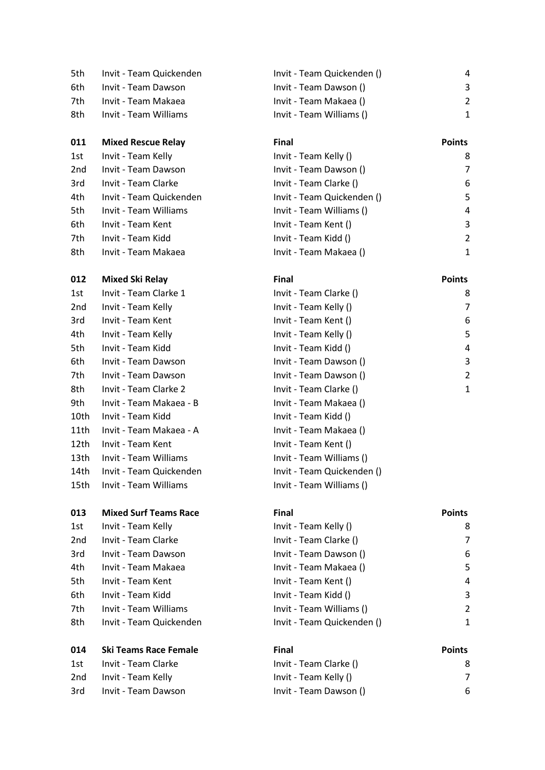| | | | |
|---|---|---|---|
| 5th | Invit - Team Quickenden | Invit - Team Quickenden () | 4 |
| 6th | Invit - Team Dawson | Invit - Team Dawson () | 3 |
| 7th | Invit - Team Makaea | Invit - Team Makaea () | 2 |
| 8th | Invit - Team Williams | Invit - Team Williams () | 1 |

| **011** | **Mixed Rescue Relay** | **Final** | **Points** |
|---|---|---|---|
| 1st | Invit - Team Kelly | Invit - Team Kelly () | 8 |
| 2nd | Invit - Team Dawson | Invit - Team Dawson () | 7 |
| 3rd | Invit - Team Clarke | Invit - Team Clarke () | 6 |
| 4th | Invit - Team Quickenden | Invit - Team Quickenden () | 5 |
| 5th | Invit - Team Williams | Invit - Team Williams () | 4 |
| 6th | Invit - Team Kent | Invit - Team Kent () | 3 |
| 7th | Invit - Team Kidd | Invit - Team Kidd () | 2 |
| 8th | Invit - Team Makaea | Invit - Team Makaea () | 1 |

| **012** | **Mixed Ski Relay** | **Final** | **Points** |
|---|---|---|---|
| 1st | Invit - Team Clarke 1 | Invit - Team Clarke () | 8 |
| 2nd | Invit - Team Kelly | Invit - Team Kelly () | 7 |
| 3rd | Invit - Team Kent | Invit - Team Kent () | 6 |
| 4th | Invit - Team Kelly | Invit - Team Kelly () | 5 |
| 5th | Invit - Team Kidd | Invit - Team Kidd () | 4 |
| 6th | Invit - Team Dawson | Invit - Team Dawson () | 3 |
| 7th | Invit - Team Dawson | Invit - Team Dawson () | 2 |
| 8th | Invit - Team Clarke 2 | Invit - Team Clarke () | 1 |
| 9th | Invit - Team Makaea - B | Invit - Team Makaea () | |
| 10th | Invit - Team Kidd | Invit - Team Kidd () | |
| 11th | Invit - Team Makaea - A | Invit - Team Makaea () | |
| 12th | Invit - Team Kent | Invit - Team Kent () | |
| 13th | Invit - Team Williams | Invit - Team Williams () | |
| 14th | Invit - Team Quickenden | Invit - Team Quickenden () | |
| 15th | Invit - Team Williams | Invit - Team Williams () | |

| **013** | **Mixed Surf Teams Race** | **Final** | **Points** |
|---|---|---|---|
| 1st | Invit - Team Kelly | Invit - Team Kelly () | 8 |
| 2nd | Invit - Team Clarke | Invit - Team Clarke () | 7 |
| 3rd | Invit - Team Dawson | Invit - Team Dawson () | 6 |
| 4th | Invit - Team Makaea | Invit - Team Makaea () | 5 |
| 5th | Invit - Team Kent | Invit - Team Kent () | 4 |
| 6th | Invit - Team Kidd | Invit - Team Kidd () | 3 |
| 7th | Invit - Team Williams | Invit - Team Williams () | 2 |
| 8th | Invit - Team Quickenden | Invit - Team Quickenden () | 1 |

| **014** | **Ski Teams Race Female** | **Final** | **Points** |
|---|---|---|---|
| 1st | Invit - Team Clarke | Invit - Team Clarke () | 8 |
| 2nd | Invit - Team Kelly | Invit - Team Kelly () | 7 |
| 3rd | Invit - Team Dawson | Invit - Team Dawson () | 6 |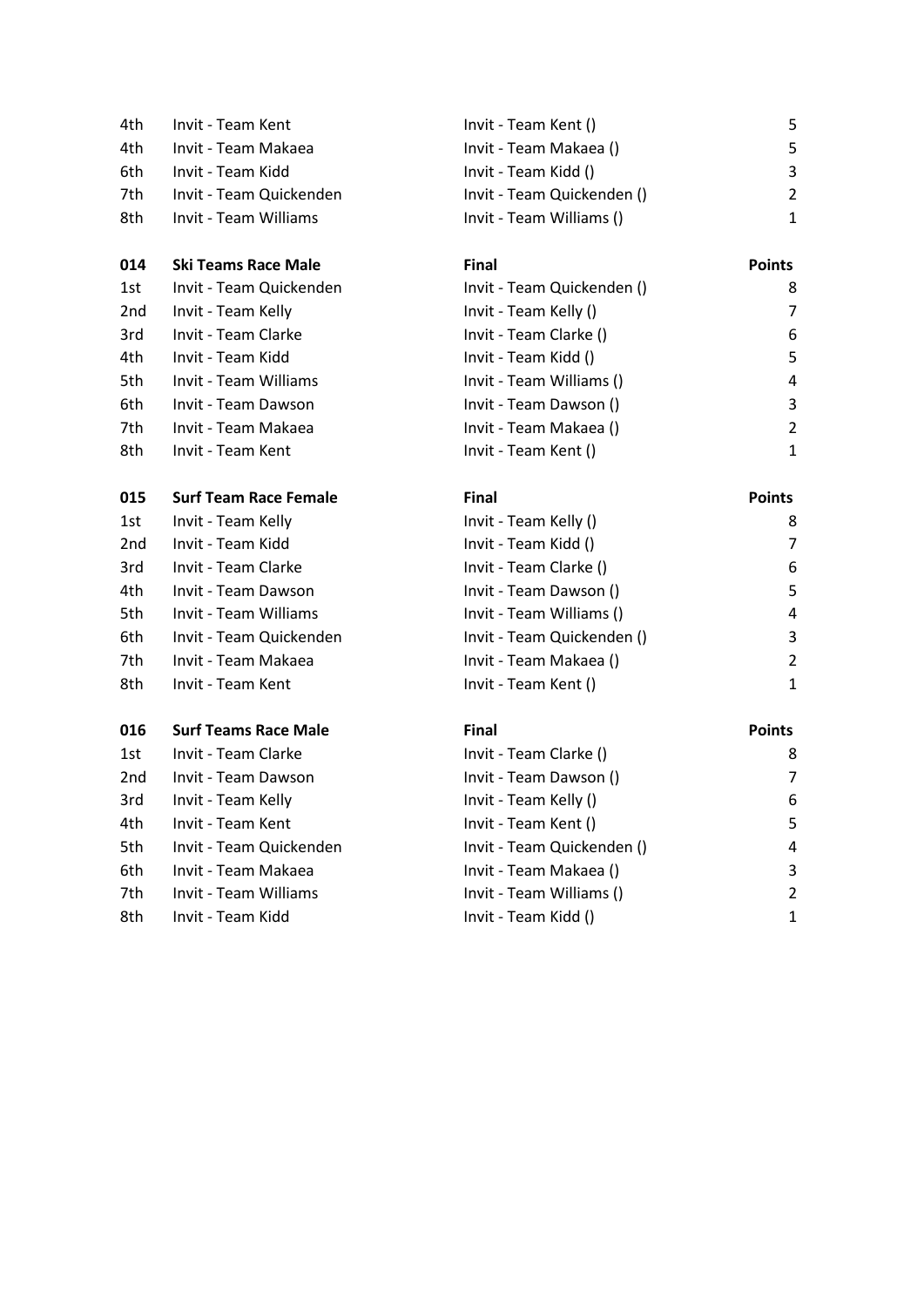| | | | |
|---|---|---|---|
| 4th | Invit - Team Kent | Invit - Team Kent () | 5 |
| 4th | Invit - Team Makaea | Invit - Team Makaea () | 5 |
| 6th | Invit - Team Kidd | Invit - Team Kidd () | 3 |
| 7th | Invit - Team Quickenden | Invit - Team Quickenden () | 2 |
| 8th | Invit - Team Williams | Invit - Team Williams () | 1 |

| **014** | **Ski Teams Race Male** | **Final** | **Points** |
|---|---|---|---|
| 1st | Invit - Team Quickenden | Invit - Team Quickenden () | 8 |
| 2nd | Invit - Team Kelly | Invit - Team Kelly () | 7 |
| 3rd | Invit - Team Clarke | Invit - Team Clarke () | 6 |
| 4th | Invit - Team Kidd | Invit - Team Kidd () | 5 |
| 5th | Invit - Team Williams | Invit - Team Williams () | 4 |
| 6th | Invit - Team Dawson | Invit - Team Dawson () | 3 |
| 7th | Invit - Team Makaea | Invit - Team Makaea () | 2 |
| 8th | Invit - Team Kent | Invit - Team Kent () | 1 |

| **015** | **Surf Team Race Female** | **Final** | **Points** |
|---|---|---|---|
| 1st | Invit - Team Kelly | Invit - Team Kelly () | 8 |
| 2nd | Invit - Team Kidd | Invit - Team Kidd () | 7 |
| 3rd | Invit - Team Clarke | Invit - Team Clarke () | 6 |
| 4th | Invit - Team Dawson | Invit - Team Dawson () | 5 |
| 5th | Invit - Team Williams | Invit - Team Williams () | 4 |
| 6th | Invit - Team Quickenden | Invit - Team Quickenden () | 3 |
| 7th | Invit - Team Makaea | Invit - Team Makaea () | 2 |
| 8th | Invit - Team Kent | Invit - Team Kent () | 1 |

| **016** | **Surf Teams Race Male** | **Final** | **Points** |
|---|---|---|---|
| 1st | Invit - Team Clarke | Invit - Team Clarke () | 8 |
| 2nd | Invit - Team Dawson | Invit - Team Dawson () | 7 |
| 3rd | Invit - Team Kelly | Invit - Team Kelly () | 6 |
| 4th | Invit - Team Kent | Invit - Team Kent () | 5 |
| 5th | Invit - Team Quickenden | Invit - Team Quickenden () | 4 |
| 6th | Invit - Team Makaea | Invit - Team Makaea () | 3 |
| 7th | Invit - Team Williams | Invit - Team Williams () | 2 |
| 8th | Invit - Team Kidd | Invit - Team Kidd () | 1 |